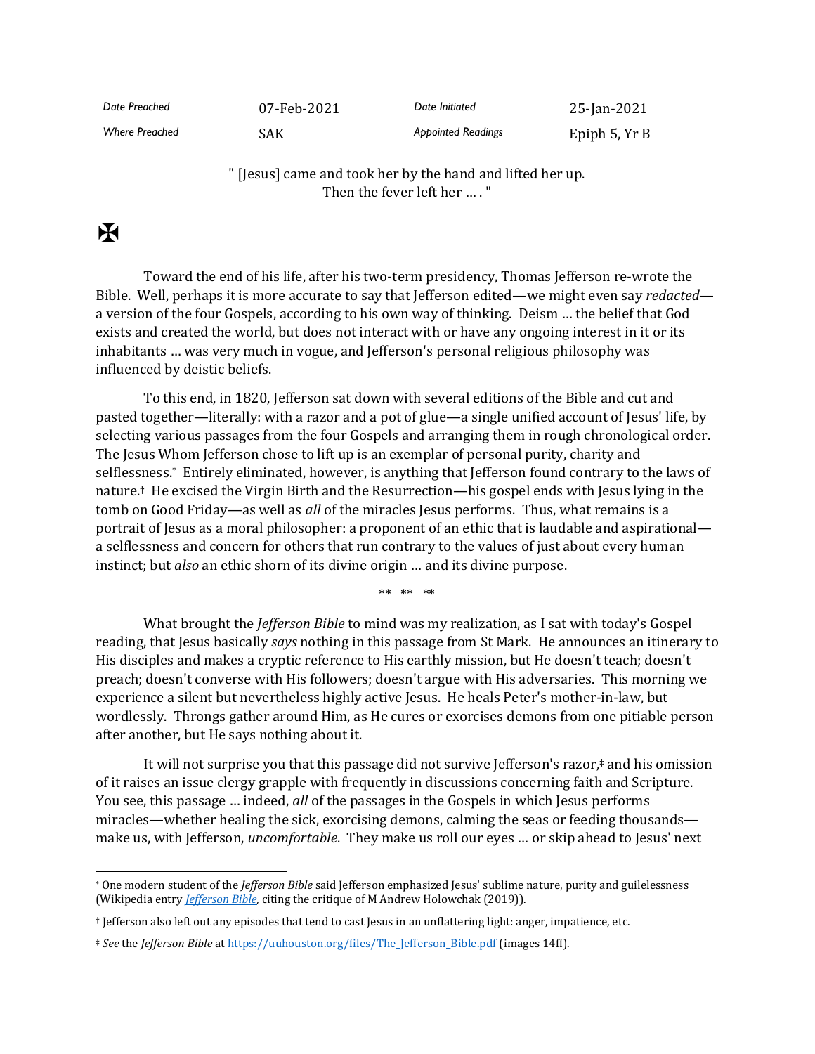| Date Preached | 07-Feb-2021 | Date Initiated | 25-Jan-2021 |
|---|---|---|---|
| Where Preached | SAK | Appointed Readings | Epiph 5, Yr B |

" [Jesus] came and took her by the hand and lifted her up.
Then the fever left her … . "

✠

Toward the end of his life, after his two-term presidency, Thomas Jefferson re-wrote the Bible. Well, perhaps it is more accurate to say that Jefferson edited—we might even say *redacted*—a version of the four Gospels, according to his own way of thinking. Deism … the belief that God exists and created the world, but does not interact with or have any ongoing interest in it or its inhabitants … was very much in vogue, and Jefferson's personal religious philosophy was influenced by deistic beliefs.

To this end, in 1820, Jefferson sat down with several editions of the Bible and cut and pasted together—literally: with a razor and a pot of glue—a single unified account of Jesus' life, by selecting various passages from the four Gospels and arranging them in rough chronological order. The Jesus Whom Jefferson chose to lift up is an exemplar of personal purity, charity and selflessness.* Entirely eliminated, however, is anything that Jefferson found contrary to the laws of nature.† He excised the Virgin Birth and the Resurrection—his gospel ends with Jesus lying in the tomb on Good Friday—as well as *all* of the miracles Jesus performs. Thus, what remains is a portrait of Jesus as a moral philosopher: a proponent of an ethic that is laudable and aspirational—a selflessness and concern for others that run contrary to the values of just about every human instinct; but *also* an ethic shorn of its divine origin … and its divine purpose.

** ** **

What brought the *Jefferson Bible* to mind was my realization, as I sat with today's Gospel reading, that Jesus basically *says* nothing in this passage from St Mark. He announces an itinerary to His disciples and makes a cryptic reference to His earthly mission, but He doesn't teach; doesn't preach; doesn't converse with His followers; doesn't argue with His adversaries. This morning we experience a silent but nevertheless highly active Jesus. He heals Peter's mother-in-law, but wordlessly. Throngs gather around Him, as He cures or exorcises demons from one pitiable person after another, but He says nothing about it.

It will not surprise you that this passage did not survive Jefferson's razor,‡ and his omission of it raises an issue clergy grapple with frequently in discussions concerning faith and Scripture. You see, this passage … indeed, *all* of the passages in the Gospels in which Jesus performs miracles—whether healing the sick, exorcising demons, calming the seas or feeding thousands—make us, with Jefferson, *uncomfortable*. They make us roll our eyes … or skip ahead to Jesus' next

---

* One modern student of the *Jefferson Bible* said Jefferson emphasized Jesus' sublime nature, purity and guilelessness (Wikipedia entry *Jefferson Bible*, citing the critique of M Andrew Holowchak (2019)).

† Jefferson also left out any episodes that tend to cast Jesus in an unflattering light: anger, impatience, etc.

‡ *See* the *Jefferson Bible* at https://uuhouston.org/files/The_Jefferson_Bible.pdf (images 14ff).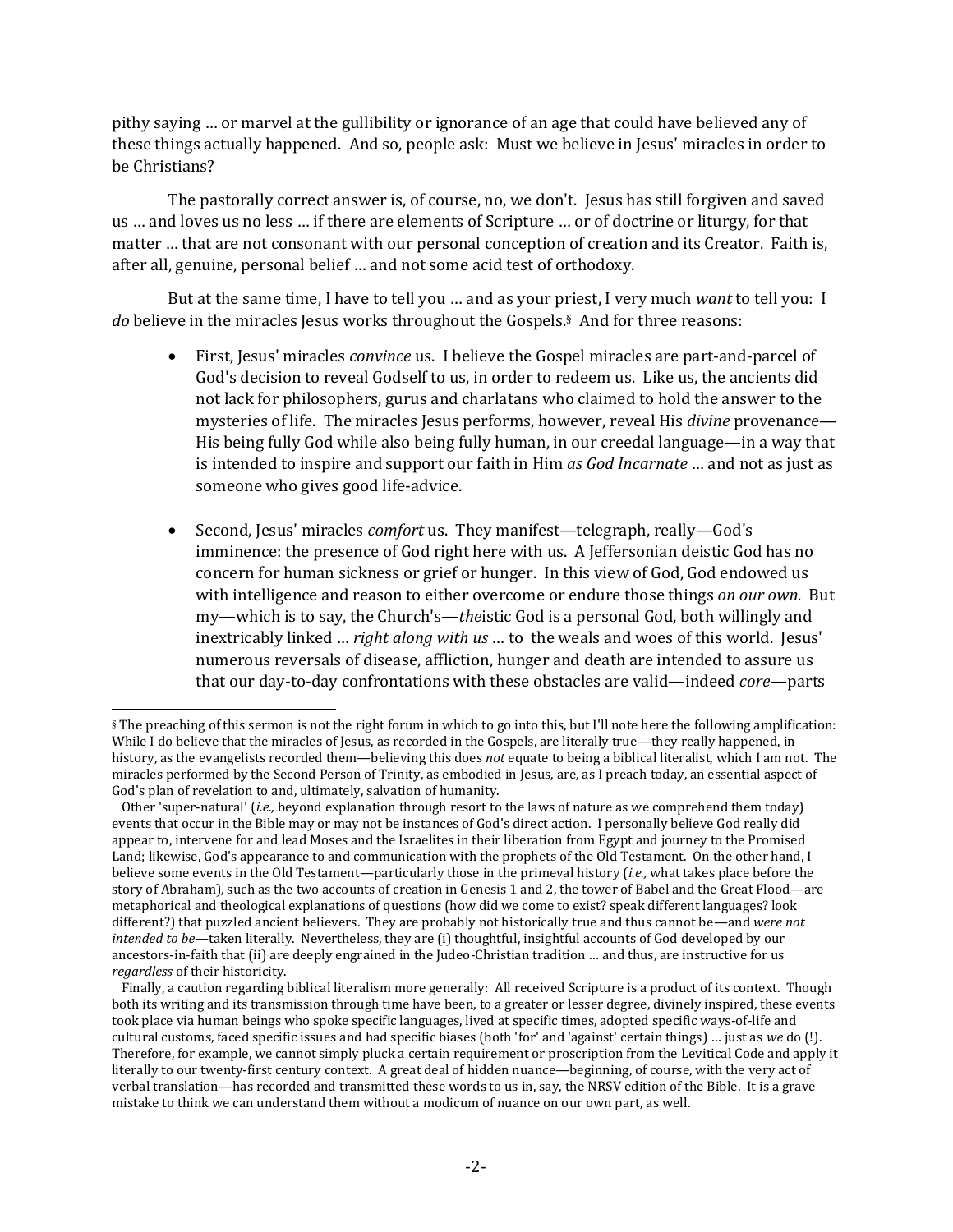pithy saying … or marvel at the gullibility or ignorance of an age that could have believed any of these things actually happened. And so, people ask: Must we believe in Jesus' miracles in order to be Christians?

The pastorally correct answer is, of course, no, we don't. Jesus has still forgiven and saved us … and loves us no less … if there are elements of Scripture … or of doctrine or liturgy, for that matter … that are not consonant with our personal conception of creation and its Creator. Faith is, after all, genuine, personal belief … and not some acid test of orthodoxy.

But at the same time, I have to tell you … and as your priest, I very much *want* to tell you: I *do* believe in the miracles Jesus works throughout the Gospels.[§] And for three reasons:

- First, Jesus' miracles *convince* us. I believe the Gospel miracles are part-and-parcel of God's decision to reveal Godself to us, in order to redeem us. Like us, the ancients did not lack for philosophers, gurus and charlatans who claimed to hold the answer to the mysteries of life. The miracles Jesus performs, however, reveal His *divine* provenance—His being fully God while also being fully human, in our creedal language—in a way that is intended to inspire and support our faith in Him *as God Incarnate* … and not as just as someone who gives good life-advice.

- Second, Jesus' miracles *comfort* us. They manifest—telegraph, really—God's imminence: the presence of God right here with us. A Jeffersonian deistic God has no concern for human sickness or grief or hunger. In this view of God, God endowed us with intelligence and reason to either overcome or endure those things *on our own.* But my—which is to say, the Church's—*the*istic God is a personal God, both willingly and inextricably linked … *right along with us* … to the weals and woes of this world. Jesus' numerous reversals of disease, affliction, hunger and death are intended to assure us that our day-to-day confrontations with these obstacles are valid—indeed *core*—parts

---

[§] The preaching of this sermon is not the right forum in which to go into this, but I'll note here the following amplification: While I do believe that the miracles of Jesus, as recorded in the Gospels, are literally true—they really happened, in history, as the evangelists recorded them—believing this does *not* equate to being a biblical literalist, which I am not. The miracles performed by the Second Person of Trinity, as embodied in Jesus, are, as I preach today, an essential aspect of God's plan of revelation to and, ultimately, salvation of humanity.

Other 'super-natural' (*i.e.,* beyond explanation through resort to the laws of nature as we comprehend them today) events that occur in the Bible may or may not be instances of God's direct action. I personally believe God really did appear to, intervene for and lead Moses and the Israelites in their liberation from Egypt and journey to the Promised Land; likewise, God's appearance to and communication with the prophets of the Old Testament. On the other hand, I believe some events in the Old Testament—particularly those in the primeval history (*i.e.,* what takes place before the story of Abraham), such as the two accounts of creation in Genesis 1 and 2, the tower of Babel and the Great Flood—are metaphorical and theological explanations of questions (how did we come to exist? speak different languages? look different?) that puzzled ancient believers. They are probably not historically true and thus cannot be—and *were not intended to be*—taken literally. Nevertheless, they are (i) thoughtful, insightful accounts of God developed by our ancestors-in-faith that (ii) are deeply engrained in the Judeo-Christian tradition … and thus, are instructive for us *regardless* of their historicity.

Finally, a caution regarding biblical literalism more generally: All received Scripture is a product of its context. Though both its writing and its transmission through time have been, to a greater or lesser degree, divinely inspired, these events took place via human beings who spoke specific languages, lived at specific times, adopted specific ways-of-life and cultural customs, faced specific issues and had specific biases (both 'for' and 'against' certain things) … just as *we* do (!). Therefore, for example, we cannot simply pluck a certain requirement or proscription from the Levitical Code and apply it literally to our twenty-first century context. A great deal of hidden nuance—beginning, of course, with the very act of verbal translation—has recorded and transmitted these words to us in, say, the NRSV edition of the Bible. It is a grave mistake to think we can understand them without a modicum of nuance on our own part, as well.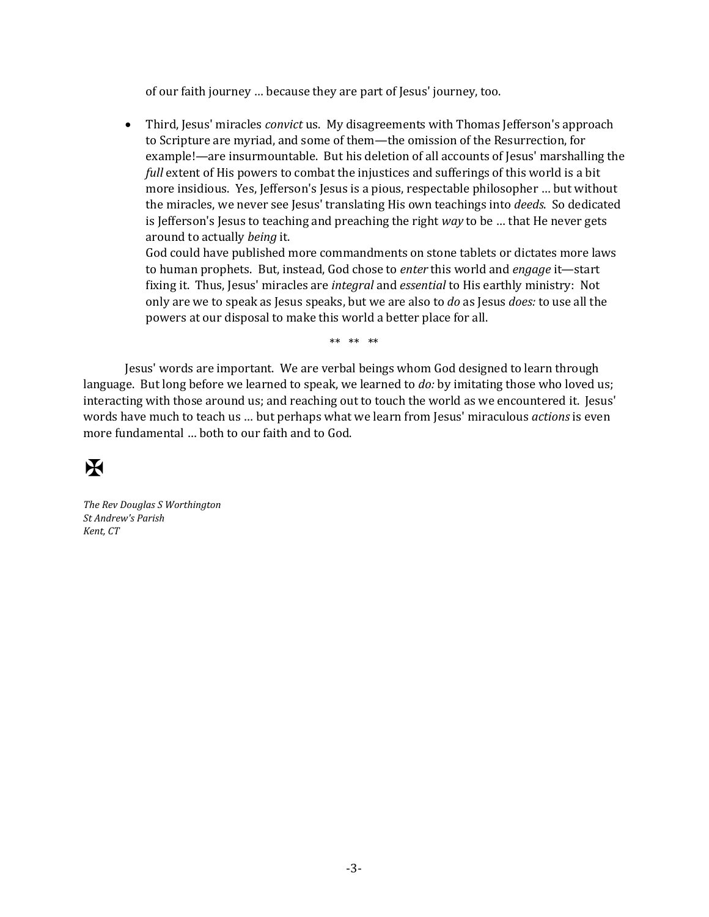of our faith journey … because they are part of Jesus' journey, too.

- Third, Jesus' miracles *convict* us. My disagreements with Thomas Jefferson's approach to Scripture are myriad, and some of them—the omission of the Resurrection, for example!—are insurmountable. But his deletion of all accounts of Jesus' marshalling the *full* extent of His powers to combat the injustices and sufferings of this world is a bit more insidious. Yes, Jefferson's Jesus is a pious, respectable philosopher … but without the miracles, we never see Jesus' translating His own teachings into *deeds*. So dedicated is Jefferson's Jesus to teaching and preaching the right *way* to be … that He never gets around to actually *being* it.
  God could have published more commandments on stone tablets or dictates more laws to human prophets. But, instead, God chose to *enter* this world and *engage* it—start fixing it. Thus, Jesus' miracles are *integral* and *essential* to His earthly ministry: Not only are we to speak as Jesus speaks, but we are also to *do* as Jesus *does:* to use all the powers at our disposal to make this world a better place for all.

** ** **

Jesus' words are important. We are verbal beings whom God designed to learn through language. But long before we learned to speak, we learned to *do:* by imitating those who loved us; interacting with those around us; and reaching out to touch the world as we encountered it. Jesus' words have much to teach us … but perhaps what we learn from Jesus' miraculous *actions* is even more fundamental … both to our faith and to God.

✠

*The Rev Douglas S Worthington*
*St Andrew's Parish*
*Kent, CT*